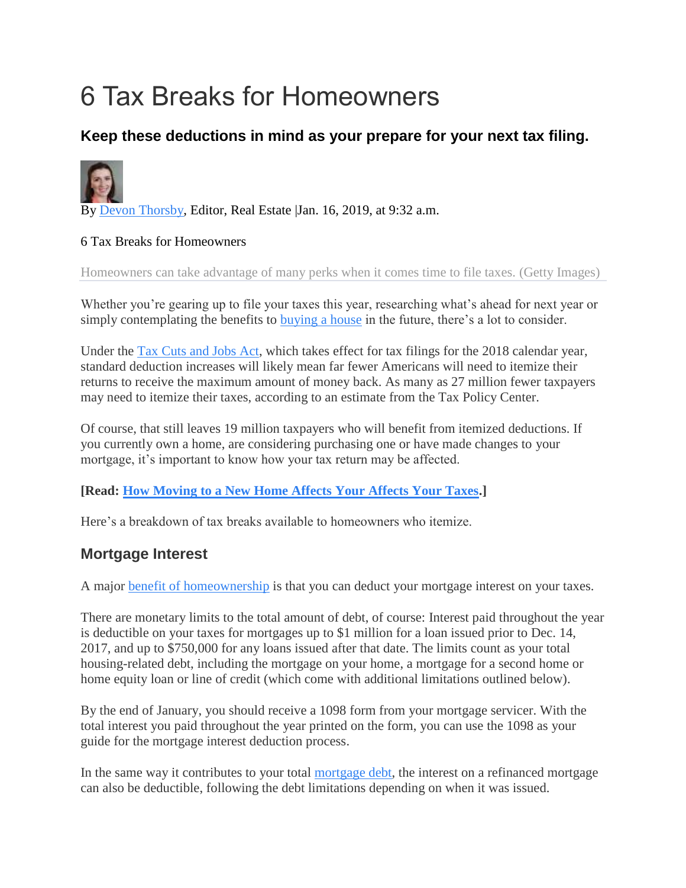# 6 Tax Breaks for Homeowners

## Keep these deductions in mind as your prepare for your next tax filing.

By Devon Thorsby, Editor, Real Estate |Jan. 16, 2019, at 9:32 a.m.

6 Tax Breaks for Homeowners

Homeowners can take advantage of many perks when it comes time to file taxes. (Getty Images)

Whether you're gearing up to file your taxes this year, researching what's ahead for next year or simply contemplating the benefits to buying a house in the future, there's a lot to consider.

Under the Tax Cuts and Jobs Act, which takes effect for tax filings for the 2018 calendar year, standard deduction increases will likely mean far fewer Americans will need to itemize their returns to receive the maximum amount of money back. As many as 27 million fewer taxpayers may need to itemize their taxes, according to an estimate from the Tax Policy Center.

Of course, that still leaves 19 million taxpayers who will benefit from itemized deductions. If you currently own a home, are considering purchasing one or have made changes to your mortgage, it's important to know how your tax return may be affected.

**[Read: How Moving to a New Home Affects Your Affects Your Taxes.]**

Here's a breakdown of tax breaks available to homeowners who itemize.

## Mortgage Interest

A major benefit of homeownership is that you can deduct your mortgage interest on your taxes.

There are monetary limits to the total amount of debt, of course: Interest paid throughout the year is deductible on your taxes for mortgages up to $1 million for a loan issued prior to Dec. 14, 2017, and up to $750,000 for any loans issued after that date. The limits count as your total housing-related debt, including the mortgage on your home, a mortgage for a second home or home equity loan or line of credit (which come with additional limitations outlined below).

By the end of January, you should receive a 1098 form from your mortgage servicer. With the total interest you paid throughout the year printed on the form, you can use the 1098 as your guide for the mortgage interest deduction process.

In the same way it contributes to your total mortgage debt, the interest on a refinanced mortgage can also be deductible, following the debt limitations depending on when it was issued.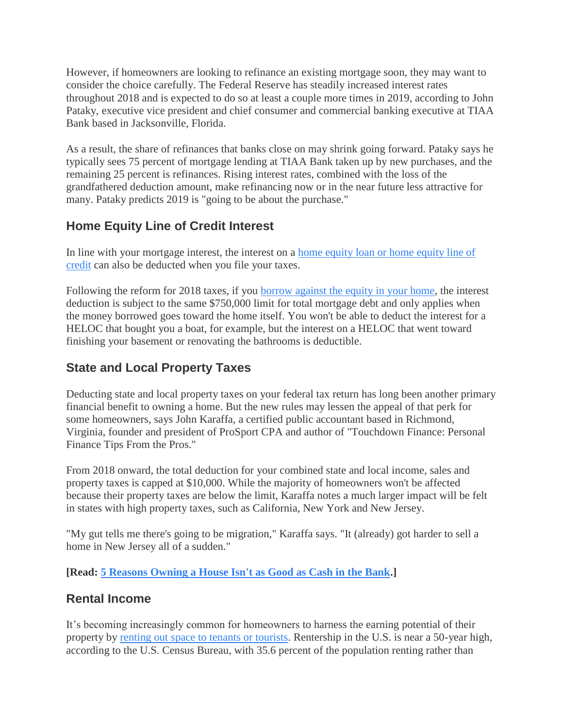However, if homeowners are looking to refinance an existing mortgage soon, they may want to consider the choice carefully. The Federal Reserve has steadily increased interest rates throughout 2018 and is expected to do so at least a couple more times in 2019, according to John Pataky, executive vice president and chief consumer and commercial banking executive at TIAA Bank based in Jacksonville, Florida.

As a result, the share of refinances that banks close on may shrink going forward. Pataky says he typically sees 75 percent of mortgage lending at TIAA Bank taken up by new purchases, and the remaining 25 percent is refinances. Rising interest rates, combined with the loss of the grandfathered deduction amount, make refinancing now or in the near future less attractive for many. Pataky predicts 2019 is "going to be about the purchase."

## Home Equity Line of Credit Interest

In line with your mortgage interest, the interest on a [home equity loan or home equity line of credit]() can also be deducted when you file your taxes.

Following the reform for 2018 taxes, if you [borrow against the equity in your home](), the interest deduction is subject to the same $750,000 limit for total mortgage debt and only applies when the money borrowed goes toward the home itself. You won't be able to deduct the interest for a HELOC that bought you a boat, for example, but the interest on a HELOC that went toward finishing your basement or renovating the bathrooms is deductible.

## State and Local Property Taxes

Deducting state and local property taxes on your federal tax return has long been another primary financial benefit to owning a home. But the new rules may lessen the appeal of that perk for some homeowners, says John Karaffa, a certified public accountant based in Richmond, Virginia, founder and president of ProSport CPA and author of "Touchdown Finance: Personal Finance Tips From the Pros."

From 2018 onward, the total deduction for your combined state and local income, sales and property taxes is capped at $10,000. While the majority of homeowners won't be affected because their property taxes are below the limit, Karaffa notes a much larger impact will be felt in states with high property taxes, such as California, New York and New Jersey.

"My gut tells me there's going to be migration," Karaffa says. "It (already) got harder to sell a home in New Jersey all of a sudden."

**[Read: [5 Reasons Owning a House Isn't as Good as Cash in the Bank]().]**

## Rental Income

It's becoming increasingly common for homeowners to harness the earning potential of their property by [renting out space to tenants or tourists](). Rentership in the U.S. is near a 50-year high, according to the U.S. Census Bureau, with 35.6 percent of the population renting rather than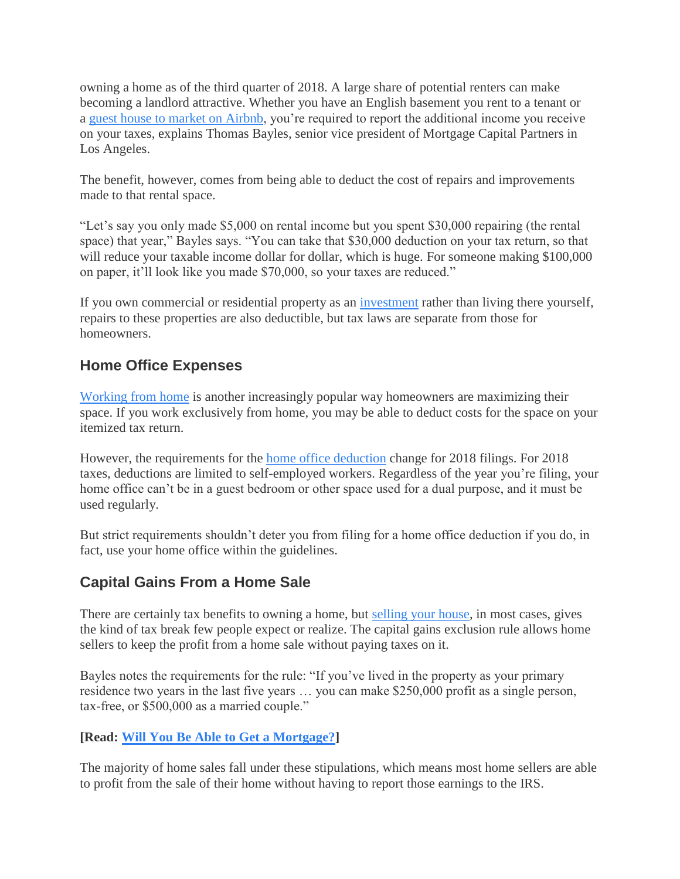owning a home as of the third quarter of 2018. A large share of potential renters can make becoming a landlord attractive. Whether you have an English basement you rent to a tenant or a [guest house to market on Airbnb](), you're required to report the additional income you receive on your taxes, explains Thomas Bayles, senior vice president of Mortgage Capital Partners in Los Angeles.

The benefit, however, comes from being able to deduct the cost of repairs and improvements made to that rental space.

"Let's say you only made $5,000 on rental income but you spent $30,000 repairing (the rental space) that year," Bayles says. "You can take that $30,000 deduction on your tax return, so that will reduce your taxable income dollar for dollar, which is huge. For someone making $100,000 on paper, it'll look like you made $70,000, so your taxes are reduced."

If you own commercial or residential property as an [investment]() rather than living there yourself, repairs to these properties are also deductible, but tax laws are separate from those for homeowners.

## Home Office Expenses

[Working from home]() is another increasingly popular way homeowners are maximizing their space. If you work exclusively from home, you may be able to deduct costs for the space on your itemized tax return.

However, the requirements for the [home office deduction]() change for 2018 filings. For 2018 taxes, deductions are limited to self-employed workers. Regardless of the year you're filing, your home office can't be in a guest bedroom or other space used for a dual purpose, and it must be used regularly.

But strict requirements shouldn't deter you from filing for a home office deduction if you do, in fact, use your home office within the guidelines.

## Capital Gains From a Home Sale

There are certainly tax benefits to owning a home, but [selling your house](), in most cases, gives the kind of tax break few people expect or realize. The capital gains exclusion rule allows home sellers to keep the profit from a home sale without paying taxes on it.

Bayles notes the requirements for the rule: "If you've lived in the property as your primary residence two years in the last five years … you can make $250,000 profit as a single person, tax-free, or $500,000 as a married couple."

**[Read: [Will You Be Able to Get a Mortgage?]()]**

The majority of home sales fall under these stipulations, which means most home sellers are able to profit from the sale of their home without having to report those earnings to the IRS.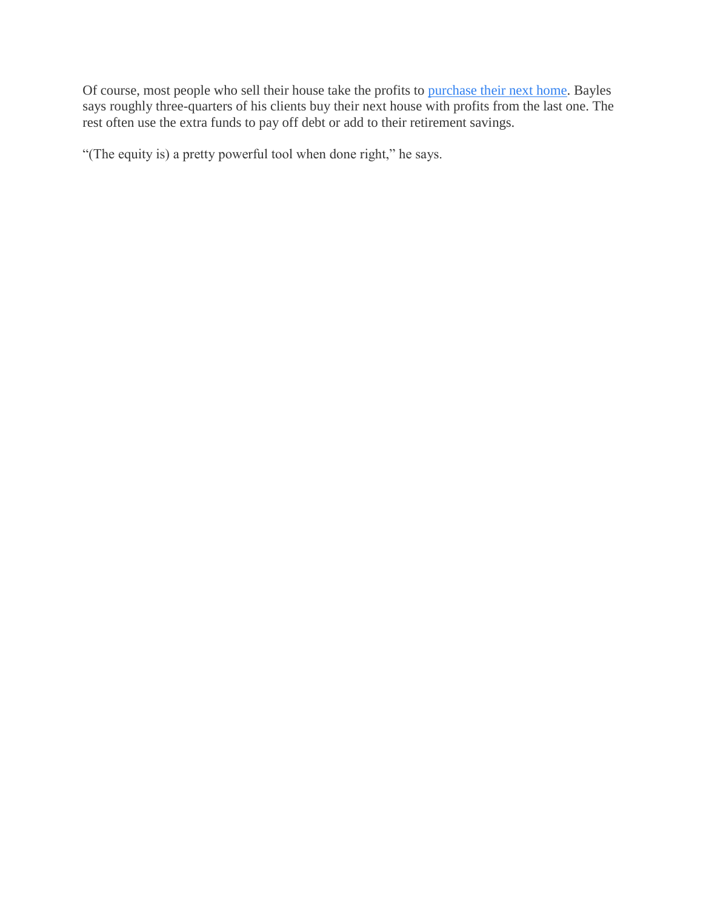Of course, most people who sell their house take the profits to [purchase their next home](). Bayles says roughly three-quarters of his clients buy their next house with profits from the last one. The rest often use the extra funds to pay off debt or add to their retirement savings.

“(The equity is) a pretty powerful tool when done right,” he says.